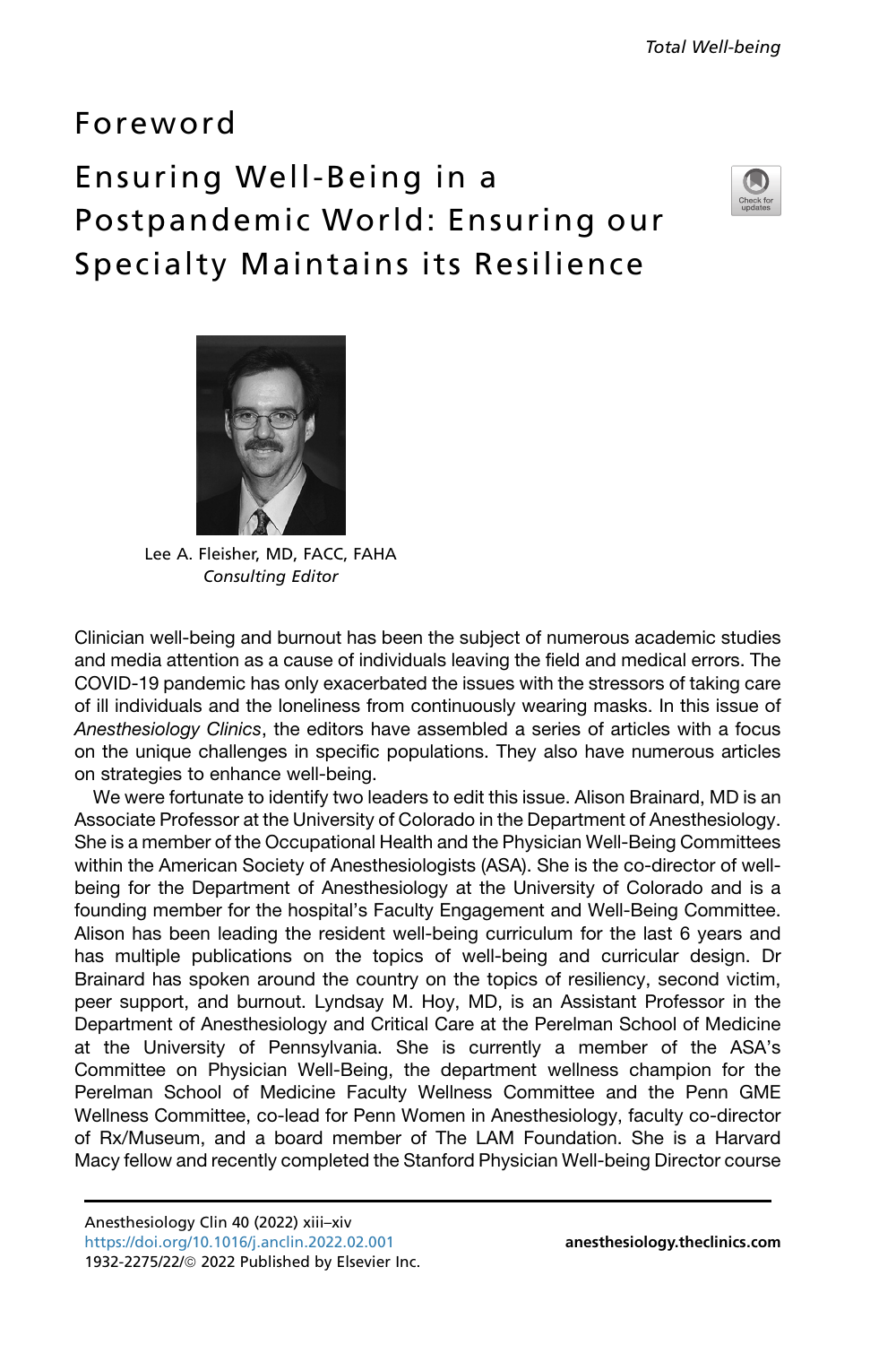# Foreword

# Ensuring Well-Being in a Postpandemic World: Ensuring our Specialty Maintains its Resilience

Lee A. Fleisher, MD, FACC, FAHA
*Consulting Editor*

Clinician well-being and burnout has been the subject of numerous academic studies and media attention as a cause of individuals leaving the field and medical errors. The COVID-19 pandemic has only exacerbated the issues with the stressors of taking care of ill individuals and the loneliness from continuously wearing masks. In this issue of *Anesthesiology Clinics*, the editors have assembled a series of articles with a focus on the unique challenges in specific populations. They also have numerous articles on strategies to enhance well-being.

We were fortunate to identify two leaders to edit this issue. Alison Brainard, MD is an Associate Professor at the University of Colorado in the Department of Anesthesiology. She is a member of the Occupational Health and the Physician Well-Being Committees within the American Society of Anesthesiologists (ASA). She is the co-director of well-being for the Department of Anesthesiology at the University of Colorado and is a founding member for the hospital's Faculty Engagement and Well-Being Committee. Alison has been leading the resident well-being curriculum for the last 6 years and has multiple publications on the topics of well-being and curricular design. Dr Brainard has spoken around the country on the topics of resiliency, second victim, peer support, and burnout. Lyndsay M. Hoy, MD, is an Assistant Professor in the Department of Anesthesiology and Critical Care at the Perelman School of Medicine at the University of Pennsylvania. She is currently a member of the ASA's Committee on Physician Well-Being, the department wellness champion for the Perelman School of Medicine Faculty Wellness Committee and the Penn GME Wellness Committee, co-lead for Penn Women in Anesthesiology, faculty co-director of Rx/Museum, and a board member of The LAM Foundation. She is a Harvard Macy fellow and recently completed the Stanford Physician Well-being Director course

https://doi.org/10.1016/j.anclin.2022.02.001
1932-2275/22/© 2022 Published by Elsevier Inc.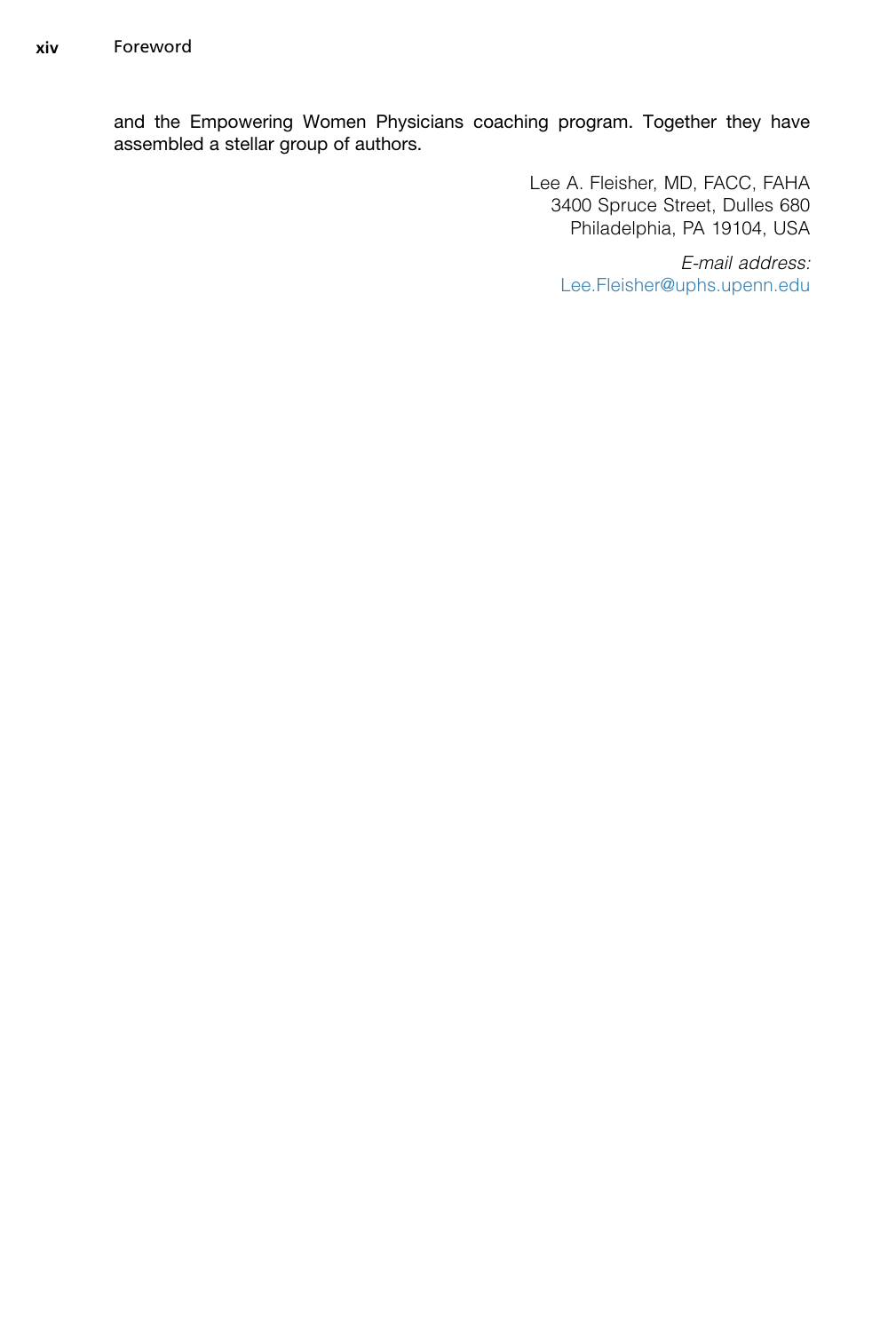and the Empowering Women Physicians coaching program. Together they have assembled a stellar group of authors.

Lee A. Fleisher, MD, FACC, FAHA
3400 Spruce Street, Dulles 680
Philadelphia, PA 19104, USA

*E-mail address:*
Lee.Fleisher@uphs.upenn.edu